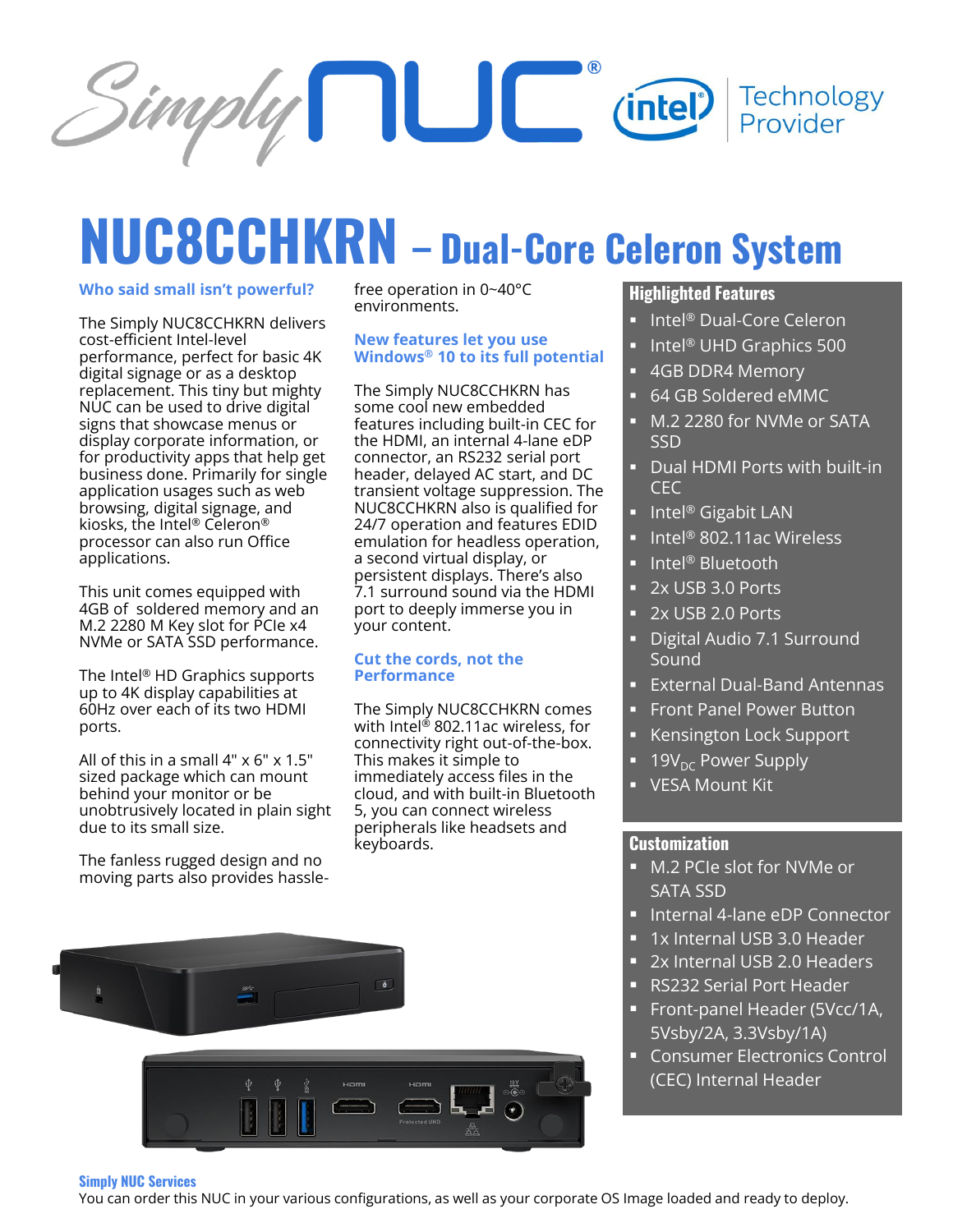# NUC8CCHKRN – Dual-Core Celeron System

### Who said small isn't powerful?

The Simply NUC8CCHKRN delivers cost-efficient Intel-level performance, perfect for basic 4K digital signage or as a desktop replacement. This tiny but mighty NUC can be used to drive digital signs that showcase menus or display corporate information, or for productivity apps that help get business done. Primarily for single application usages such as web browsing, digital signage, and kiosks, the Intel® Celeron® processor can also run Office applications.

This unit comes equipped with 4GB of soldered memory and an M.2 2280 M Key slot for PCIe x4 NVMe or SATA SSD performance.

The Intel® HD Graphics supports up to 4K display capabilities at 60Hz over each of its two HDMI ports.

All of this in a small 4" x 6" x 1.5" sized package which can mount behind your monitor or be unobtrusively located in plain sight due to its small size.

The fanless rugged design and no moving parts also provides hassle-free operation in 0~40°C environments.

### New features let you use Windows® 10 to its full potential

The Simply NUC8CCHKRN has some cool new embedded features including built-in CEC for the HDMI, an internal 4-lane eDP connector, an RS232 serial port header, delayed AC start, and DC transient voltage suppression. The NUC8CCHKRN also is qualified for 24/7 operation and features EDID emulation for headless operation, a second virtual display, or persistent displays. There's also 7.1 surround sound via the HDMI port to deeply immerse you in your content.

### Cut the cords, not the Performance

The Simply NUC8CCHKRN comes with Intel® 802.11ac wireless, for connectivity right out-of-the-box. This makes it simple to immediately access files in the cloud, and with built-in Bluetooth 5, you can connect wireless peripherals like headsets and keyboards.

### Highlighted Features

- Intel® Dual-Core Celeron
- Intel® UHD Graphics 500
- 4GB DDR4 Memory
- 64 GB Soldered eMMC
- M.2 2280 for NVMe or SATA SSD
- Dual HDMI Ports with built-in CEC
- Intel® Gigabit LAN
- Intel® 802.11ac Wireless
- Intel® Bluetooth
- 2x USB 3.0 Ports
- 2x USB 2.0 Ports
- Digital Audio 7.1 Surround Sound
- External Dual-Band Antennas
- Front Panel Power Button
- Kensington Lock Support
- $19V_{DC}$ Power Supply
- VESA Mount Kit

### Customization

- M.2 PCIe slot for NVMe or SATA SSD
- Internal 4-lane eDP Connector
- 1x Internal USB 3.0 Header
- 2x Internal USB 2.0 Headers
- RS232 Serial Port Header
- Front-panel Header (5Vcc/1A, 5Vsby/2A, 3.3Vsby/1A)
- Consumer Electronics Control (CEC) Internal Header

### Simply NUC Services

You can order this NUC in your various configurations, as well as your corporate OS Image loaded and ready to deploy.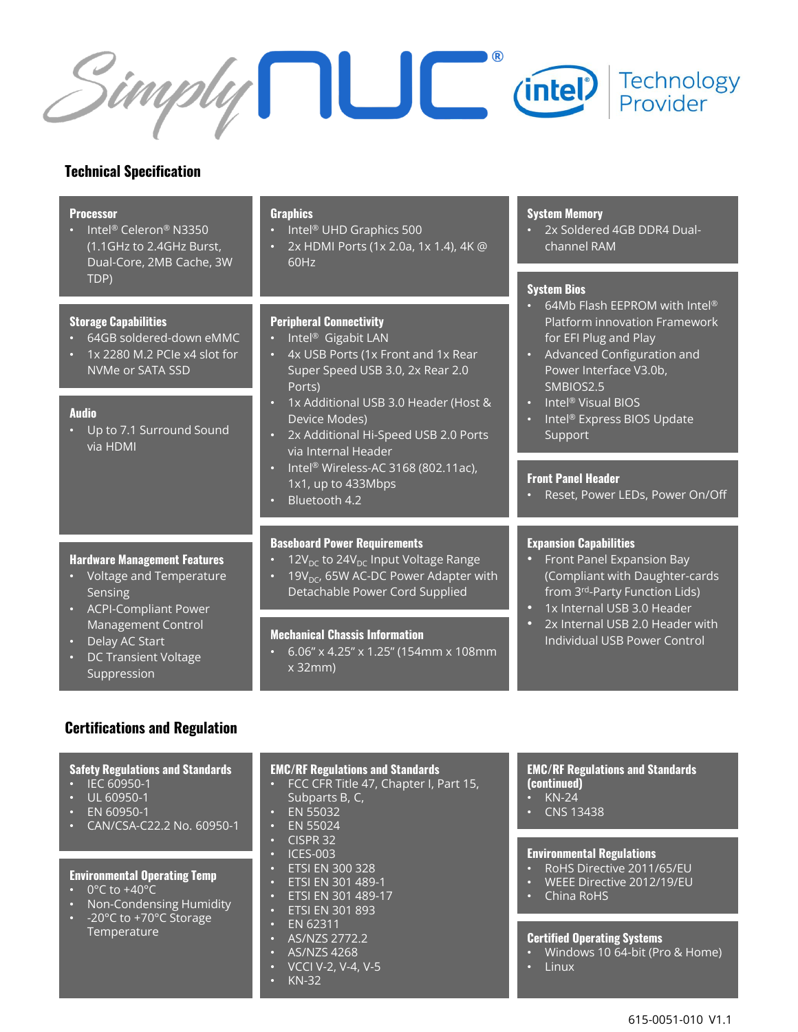Simply NUC® intel® Technology Provider

## Technical Specification

### Processor
- Intel® Celeron® N3350 (1.1GHz to 2.4GHz Burst, Dual-Core, 2MB Cache, 3W TDP)

### Graphics
- Intel® UHD Graphics 500
- 2x HDMI Ports (1x 2.0a, 1x 1.4), 4K @ 60Hz

### System Memory
- 2x Soldered 4GB DDR4 Dual-channel RAM

### System Bios
- 64Mb Flash EEPROM with Intel® Platform innovation Framework for EFI Plug and Play
- Advanced Configuration and Power Interface V3.0b, SMBIOS2.5
- Intel® Visual BIOS
- Intel® Express BIOS Update Support

### Storage Capabilities
- 64GB soldered-down eMMC
- 1x 2280 M.2 PCIe x4 slot for NVMe or SATA SSD

### Audio
- Up to 7.1 Surround Sound via HDMI

### Peripheral Connectivity
- Intel® Gigabit LAN
- 4x USB Ports (1x Front and 1x Rear Super Speed USB 3.0, 2x Rear 2.0 Ports)
- 1x Additional USB 3.0 Header (Host & Device Modes)
- 2x Additional Hi-Speed USB 2.0 Ports via Internal Header
- Intel® Wireless-AC 3168 (802.11ac), 1x1, up to 433Mbps
- Bluetooth 4.2

### Front Panel Header
- Reset, Power LEDs, Power On/Off

### Hardware Management Features
- Voltage and Temperature Sensing
- ACPI-Compliant Power Management Control
- Delay AC Start
- DC Transient Voltage Suppression

### Baseboard Power Requirements
- $12V_{DC}$ to $24V_{DC}$ Input Voltage Range
- $19V_{DC}$, 65W AC-DC Power Adapter with Detachable Power Cord Supplied

### Mechanical Chassis Information
- 6.06" x 4.25" x 1.25" (154mm x 108mm x 32mm)

### Expansion Capabilities
- Front Panel Expansion Bay (Compliant with Daughter-cards from 3rd-Party Function Lids)
- 1x Internal USB 3.0 Header
- 2x Internal USB 2.0 Header with Individual USB Power Control

## Certifications and Regulation

### Safety Regulations and Standards
- IEC 60950-1
- UL 60950-1
- EN 60950-1
- CAN/CSA-C22.2 No. 60950-1

### Environmental Operating Temp
- 0°C to +40°C
- Non-Condensing Humidity
- -20°C to +70°C Storage Temperature

### EMC/RF Regulations and Standards
- FCC CFR Title 47, Chapter I, Part 15, Subparts B, C,
- EN 55032
- EN 55024
- CISPR 32
- ICES-003
- ETSI EN 300 328
- ETSI EN 301 489-1
- ETSI EN 301 489-17
- ETSI EN 301 893
- EN 62311
- AS/NZS 2772.2
- AS/NZS 4268
- VCCI V-2, V-4, V-5
- KN-32

### EMC/RF Regulations and Standards (continued)
- KN-24
- CNS 13438

### Environmental Regulations
- RoHS Directive 2011/65/EU
- WEEE Directive 2012/19/EU
- China RoHS

### Certified Operating Systems
- Windows 10 64-bit (Pro & Home)
- Linux

615-0051-010 V1.1